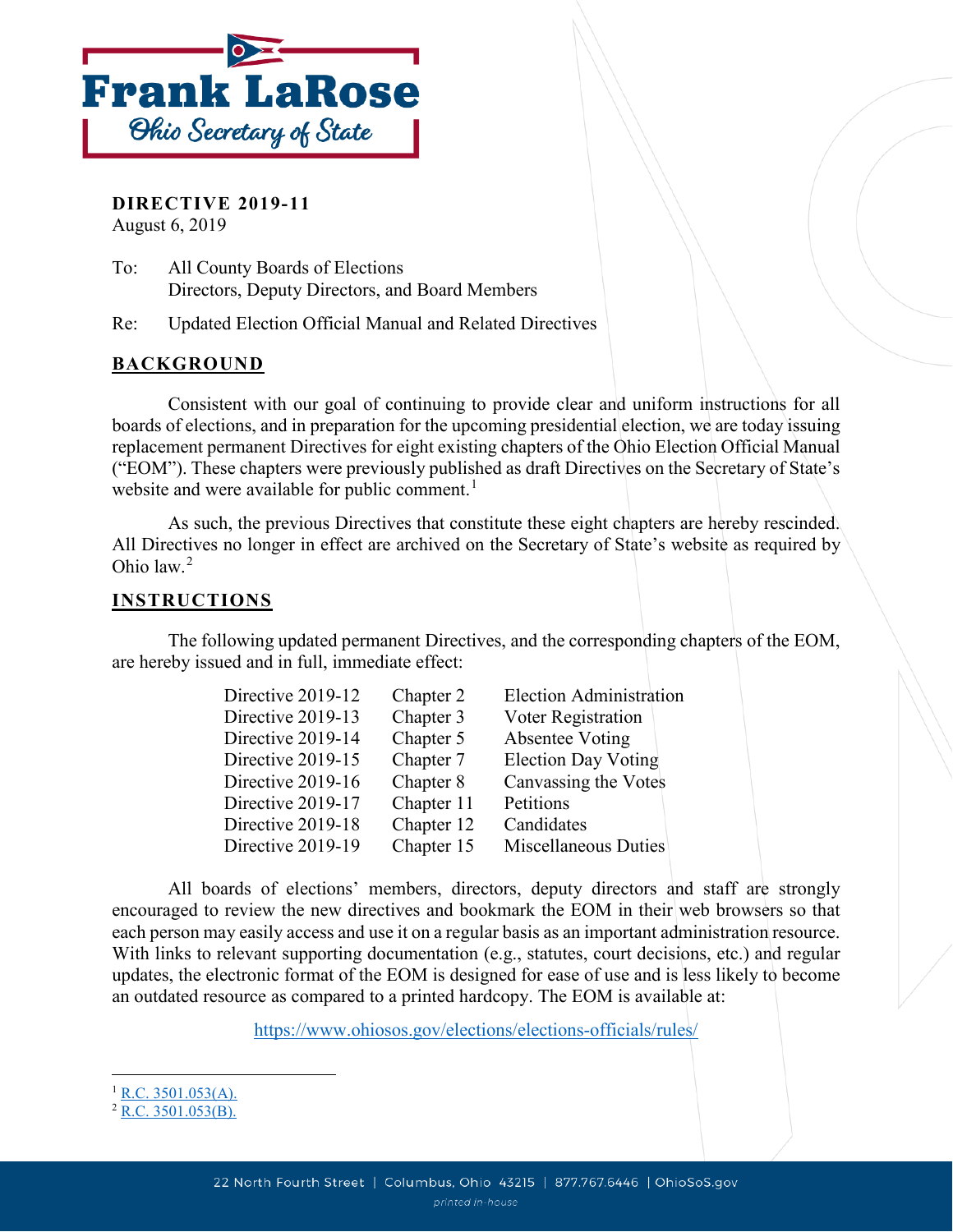Frank LaRose
Ohio Secretary of State

**DIRECTIVE 2019-11**
August 6, 2019

To: All County Boards of Elections
Directors, Deputy Directors, and Board Members

Re: Updated Election Official Manual and Related Directives

## BACKGROUND

Consistent with our goal of continuing to provide clear and uniform instructions for all boards of elections, and in preparation for the upcoming presidential election, we are today issuing replacement permanent Directives for eight existing chapters of the Ohio Election Official Manual ("EOM"). These chapters were previously published as draft Directives on the Secretary of State's website and were available for public comment.[1]

As such, the previous Directives that constitute these eight chapters are hereby rescinded. All Directives no longer in effect are archived on the Secretary of State's website as required by Ohio law.[2]

## INSTRUCTIONS

The following updated permanent Directives, and the corresponding chapters of the EOM, are hereby issued and in full, immediate effect:

| | | |
|---|---|---|
| Directive 2019-12 | Chapter 2 | Election Administration |
| Directive 2019-13 | Chapter 3 | Voter Registration |
| Directive 2019-14 | Chapter 5 | Absentee Voting |
| Directive 2019-15 | Chapter 7 | Election Day Voting |
| Directive 2019-16 | Chapter 8 | Canvassing the Votes |
| Directive 2019-17 | Chapter 11 | Petitions |
| Directive 2019-18 | Chapter 12 | Candidates |
| Directive 2019-19 | Chapter 15 | Miscellaneous Duties |

All boards of elections' members, directors, deputy directors and staff are strongly encouraged to review the new directives and bookmark the EOM in their web browsers so that each person may easily access and use it on a regular basis as an important administration resource. With links to relevant supporting documentation (e.g., statutes, court decisions, etc.) and regular updates, the electronic format of the EOM is designed for ease of use and is less likely to become an outdated resource as compared to a printed hardcopy. The EOM is available at:

https://www.ohiosos.gov/elections/elections-officials/rules/

[1] R.C. 3501.053(A).
[2] R.C. 3501.053(B).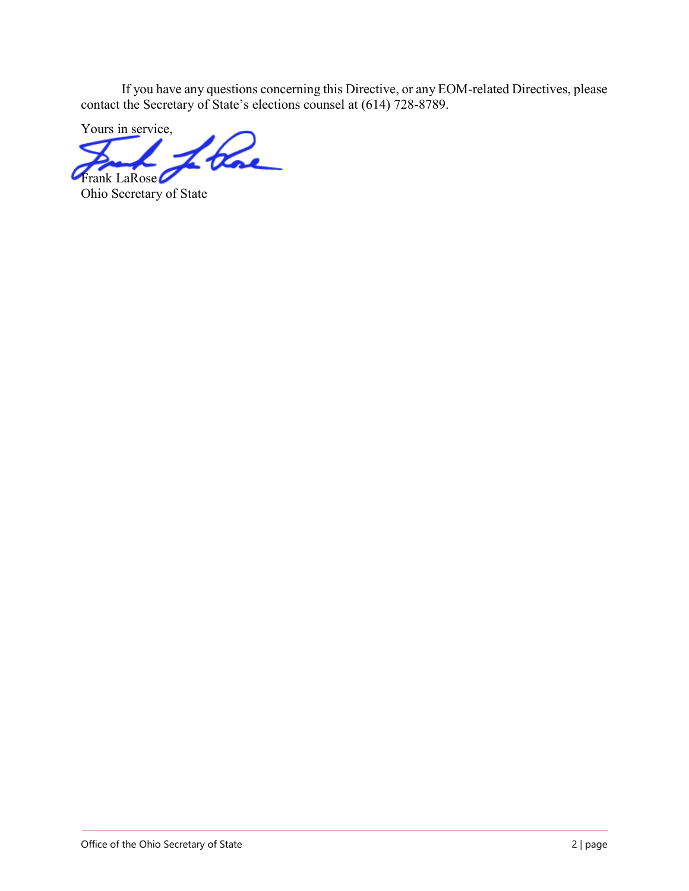If you have any questions concerning this Directive, or any EOM-related Directives, please contact the Secretary of State's elections counsel at (614) 728-8789.

Yours in service,

Frank LaRose
Ohio Secretary of State